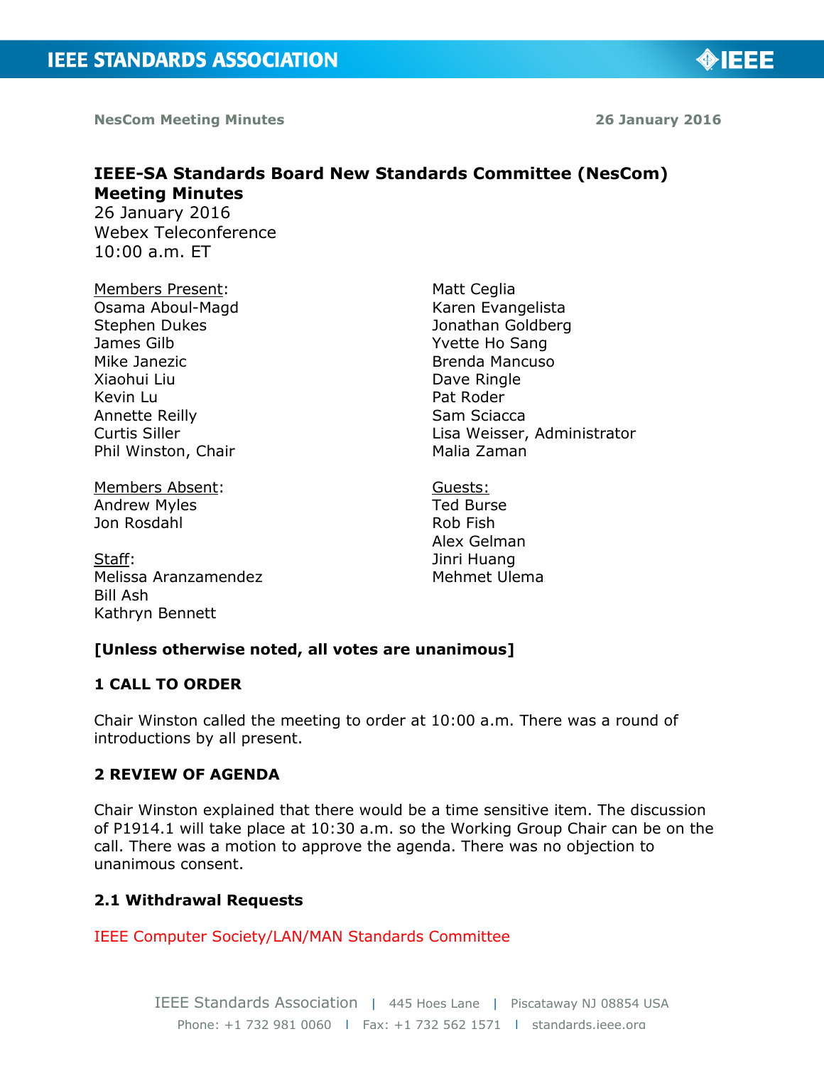NesCom Meeting Minutes 26 January 2016

# IEEE-SA Standards Board New Standards Committee (NesCom) Meeting Minutes

26 January 2016
Webex Teleconference
10:00 a.m. ET

Members Present:
Osama Aboul-Magd
Stephen Dukes
James Gilb
Mike Janezic
Xiaohui Liu
Kevin Lu
Annette Reilly
Curtis Siller
Phil Winston, Chair
Matt Ceglia
Karen Evangelista
Jonathan Goldberg
Yvette Ho Sang
Brenda Mancuso
Dave Ringle
Pat Roder
Sam Sciacca
Lisa Weisser, Administrator
Malia Zaman

Members Absent:
Andrew Myles
Jon Rosdahl

Staff:
Melissa Aranzamendez
Bill Ash
Kathryn Bennett

Guests:
Ted Burse
Rob Fish
Alex Gelman
Jinri Huang
Mehmet Ulema

**[Unless otherwise noted, all votes are unanimous]**

## 1 CALL TO ORDER

Chair Winston called the meeting to order at 10:00 a.m. There was a round of introductions by all present.

## 2 REVIEW OF AGENDA

Chair Winston explained that there would be a time sensitive item. The discussion of P1914.1 will take place at 10:30 a.m. so the Working Group Chair can be on the call. There was a motion to approve the agenda. There was no objection to unanimous consent.

### 2.1 Withdrawal Requests

IEEE Computer Society/LAN/MAN Standards Committee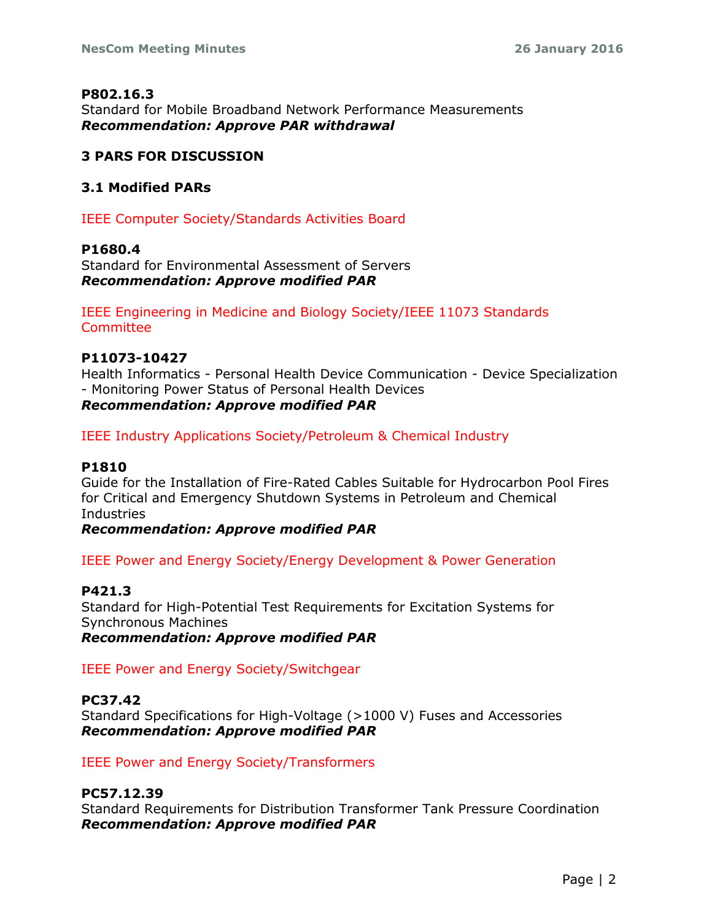**P802.16.3**
Standard for Mobile Broadband Network Performance Measurements
***Recommendation: Approve PAR withdrawal***

## 3 PARS FOR DISCUSSION

### 3.1 Modified PARs

IEEE Computer Society/Standards Activities Board

**P1680.4**
Standard for Environmental Assessment of Servers
***Recommendation: Approve modified PAR***

IEEE Engineering in Medicine and Biology Society/IEEE 11073 Standards Committee

**P11073-10427**
Health Informatics - Personal Health Device Communication - Device Specialization - Monitoring Power Status of Personal Health Devices
***Recommendation: Approve modified PAR***

IEEE Industry Applications Society/Petroleum & Chemical Industry

**P1810**
Guide for the Installation of Fire-Rated Cables Suitable for Hydrocarbon Pool Fires for Critical and Emergency Shutdown Systems in Petroleum and Chemical Industries
***Recommendation: Approve modified PAR***

IEEE Power and Energy Society/Energy Development & Power Generation

**P421.3**
Standard for High-Potential Test Requirements for Excitation Systems for Synchronous Machines
***Recommendation: Approve modified PAR***

IEEE Power and Energy Society/Switchgear

**PC37.42**
Standard Specifications for High-Voltage (>1000 V) Fuses and Accessories
***Recommendation: Approve modified PAR***

IEEE Power and Energy Society/Transformers

**PC57.12.39**
Standard Requirements for Distribution Transformer Tank Pressure Coordination
***Recommendation: Approve modified PAR***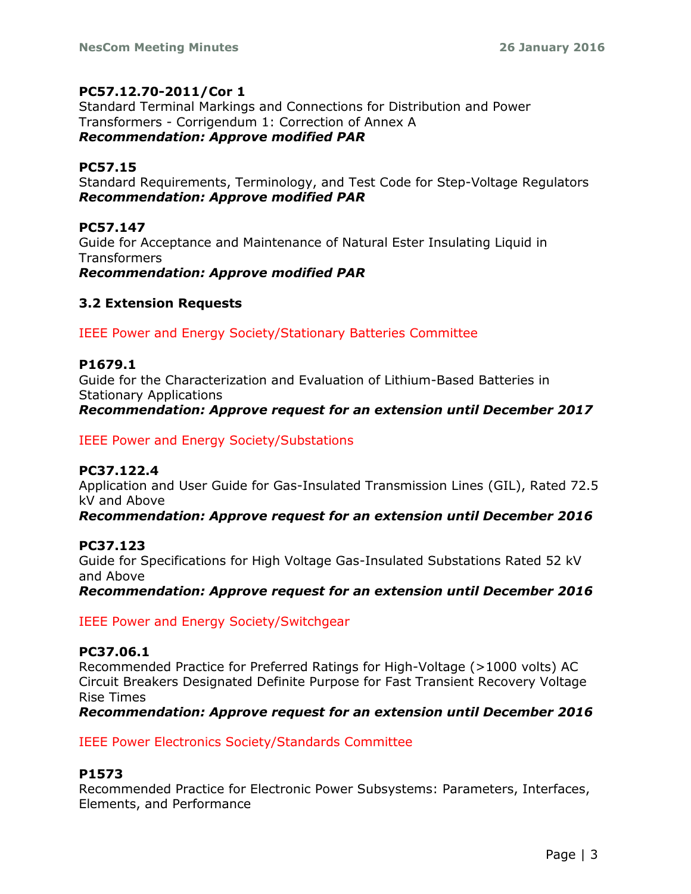**PC57.12.70-2011/Cor 1**
Standard Terminal Markings and Connections for Distribution and Power Transformers - Corrigendum 1: Correction of Annex A
***Recommendation: Approve modified PAR***

**PC57.15**
Standard Requirements, Terminology, and Test Code for Step-Voltage Regulators
***Recommendation: Approve modified PAR***

**PC57.147**
Guide for Acceptance and Maintenance of Natural Ester Insulating Liquid in Transformers
***Recommendation: Approve modified PAR***

### 3.2 Extension Requests

IEEE Power and Energy Society/Stationary Batteries Committee

**P1679.1**
Guide for the Characterization and Evaluation of Lithium-Based Batteries in Stationary Applications
***Recommendation: Approve request for an extension until December 2017***

IEEE Power and Energy Society/Substations

**PC37.122.4**
Application and User Guide for Gas-Insulated Transmission Lines (GIL), Rated 72.5 kV and Above
***Recommendation: Approve request for an extension until December 2016***

**PC37.123**
Guide for Specifications for High Voltage Gas-Insulated Substations Rated 52 kV and Above
***Recommendation: Approve request for an extension until December 2016***

IEEE Power and Energy Society/Switchgear

**PC37.06.1**
Recommended Practice for Preferred Ratings for High-Voltage (>1000 volts) AC Circuit Breakers Designated Definite Purpose for Fast Transient Recovery Voltage Rise Times
***Recommendation: Approve request for an extension until December 2016***

IEEE Power Electronics Society/Standards Committee

**P1573**
Recommended Practice for Electronic Power Subsystems: Parameters, Interfaces, Elements, and Performance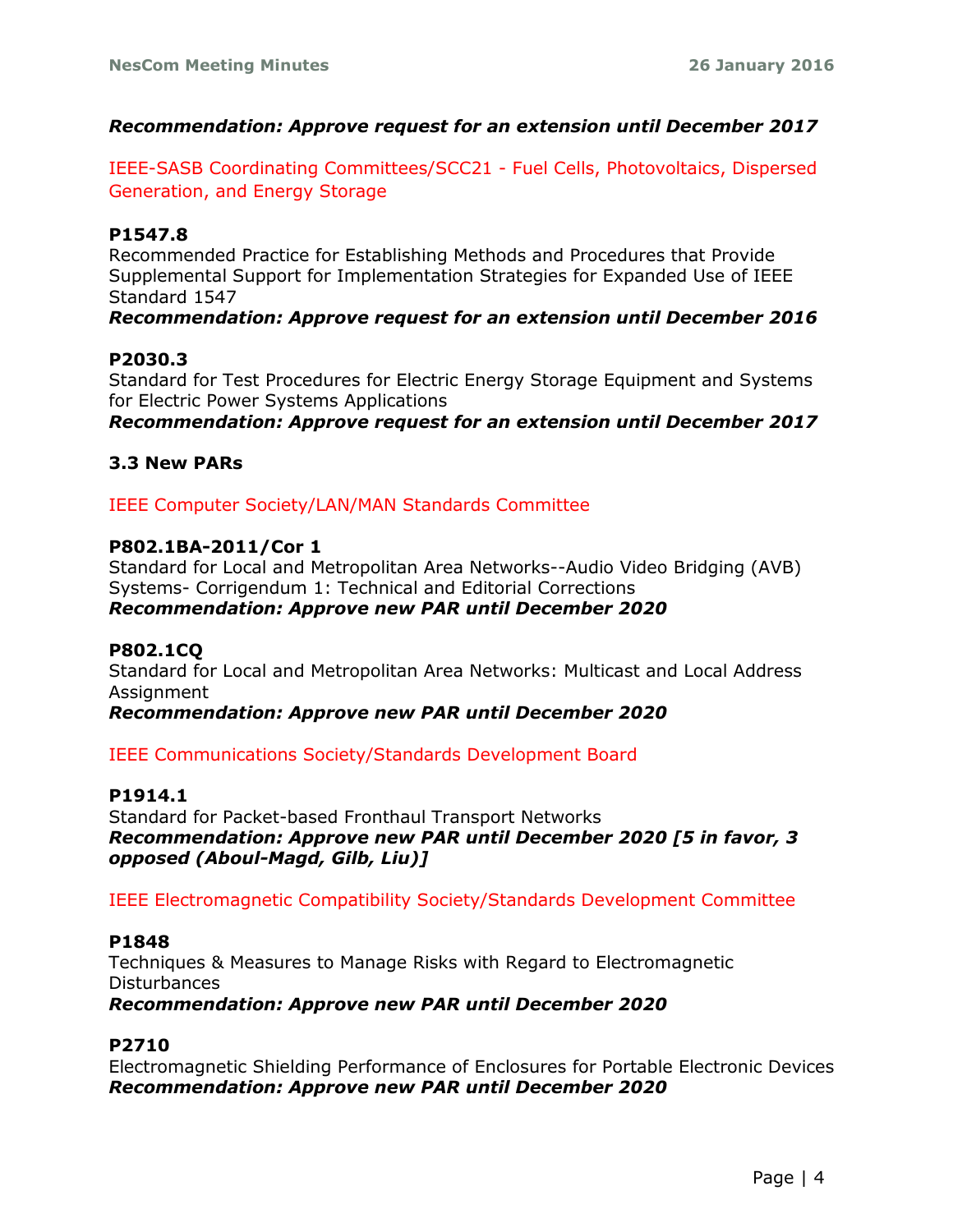***Recommendation: Approve request for an extension until December 2017***

IEEE-SASB Coordinating Committees/SCC21 - Fuel Cells, Photovoltaics, Dispersed Generation, and Energy Storage

**P1547.8**
Recommended Practice for Establishing Methods and Procedures that Provide Supplemental Support for Implementation Strategies for Expanded Use of IEEE Standard 1547
***Recommendation: Approve request for an extension until December 2016***

**P2030.3**
Standard for Test Procedures for Electric Energy Storage Equipment and Systems for Electric Power Systems Applications
***Recommendation: Approve request for an extension until December 2017***

### 3.3 New PARs

IEEE Computer Society/LAN/MAN Standards Committee

**P802.1BA-2011/Cor 1**
Standard for Local and Metropolitan Area Networks--Audio Video Bridging (AVB) Systems- Corrigendum 1: Technical and Editorial Corrections
***Recommendation: Approve new PAR until December 2020***

**P802.1CQ**
Standard for Local and Metropolitan Area Networks: Multicast and Local Address Assignment
***Recommendation: Approve new PAR until December 2020***

IEEE Communications Society/Standards Development Board

**P1914.1**
Standard for Packet-based Fronthaul Transport Networks
***Recommendation: Approve new PAR until December 2020 [5 in favor, 3 opposed (Aboul-Magd, Gilb, Liu)]***

IEEE Electromagnetic Compatibility Society/Standards Development Committee

**P1848**
Techniques & Measures to Manage Risks with Regard to Electromagnetic Disturbances
***Recommendation: Approve new PAR until December 2020***

**P2710**
Electromagnetic Shielding Performance of Enclosures for Portable Electronic Devices
***Recommendation: Approve new PAR until December 2020***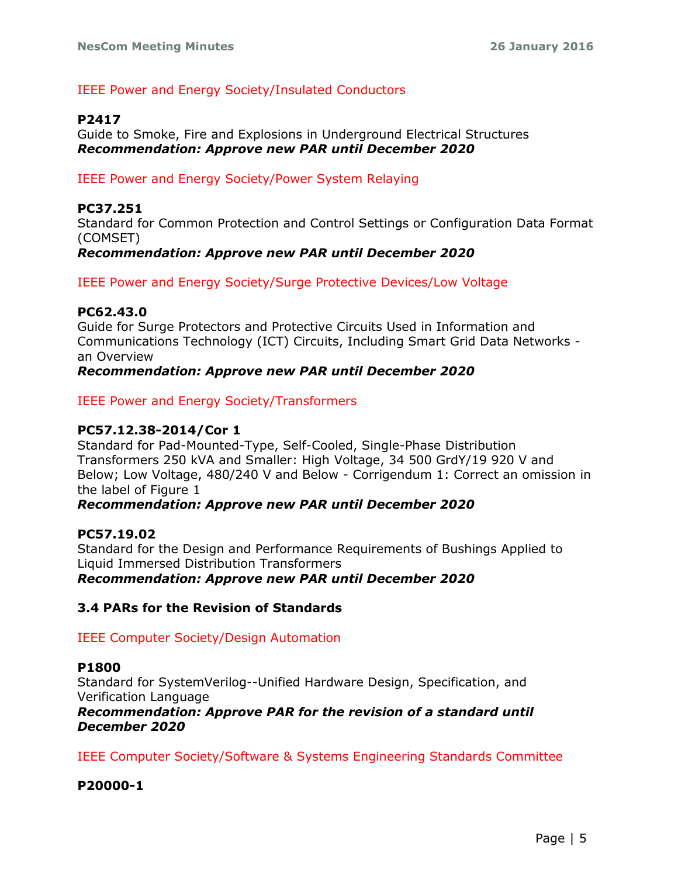IEEE Power and Energy Society/Insulated Conductors

**P2417**
Guide to Smoke, Fire and Explosions in Underground Electrical Structures
***Recommendation: Approve new PAR until December 2020***

IEEE Power and Energy Society/Power System Relaying

**PC37.251**
Standard for Common Protection and Control Settings or Configuration Data Format (COMSET)
***Recommendation: Approve new PAR until December 2020***

IEEE Power and Energy Society/Surge Protective Devices/Low Voltage

**PC62.43.0**
Guide for Surge Protectors and Protective Circuits Used in Information and Communications Technology (ICT) Circuits, Including Smart Grid Data Networks - an Overview
***Recommendation: Approve new PAR until December 2020***

IEEE Power and Energy Society/Transformers

**PC57.12.38-2014/Cor 1**
Standard for Pad-Mounted-Type, Self-Cooled, Single-Phase Distribution Transformers 250 kVA and Smaller: High Voltage, 34 500 GrdY/19 920 V and Below; Low Voltage, 480/240 V and Below - Corrigendum 1: Correct an omission in the label of Figure 1
***Recommendation: Approve new PAR until December 2020***

**PC57.19.02**
Standard for the Design and Performance Requirements of Bushings Applied to Liquid Immersed Distribution Transformers
***Recommendation: Approve new PAR until December 2020***

### 3.4 PARs for the Revision of Standards

IEEE Computer Society/Design Automation

**P1800**
Standard for SystemVerilog--Unified Hardware Design, Specification, and Verification Language
***Recommendation: Approve PAR for the revision of a standard until December 2020***

IEEE Computer Society/Software & Systems Engineering Standards Committee

**P20000-1**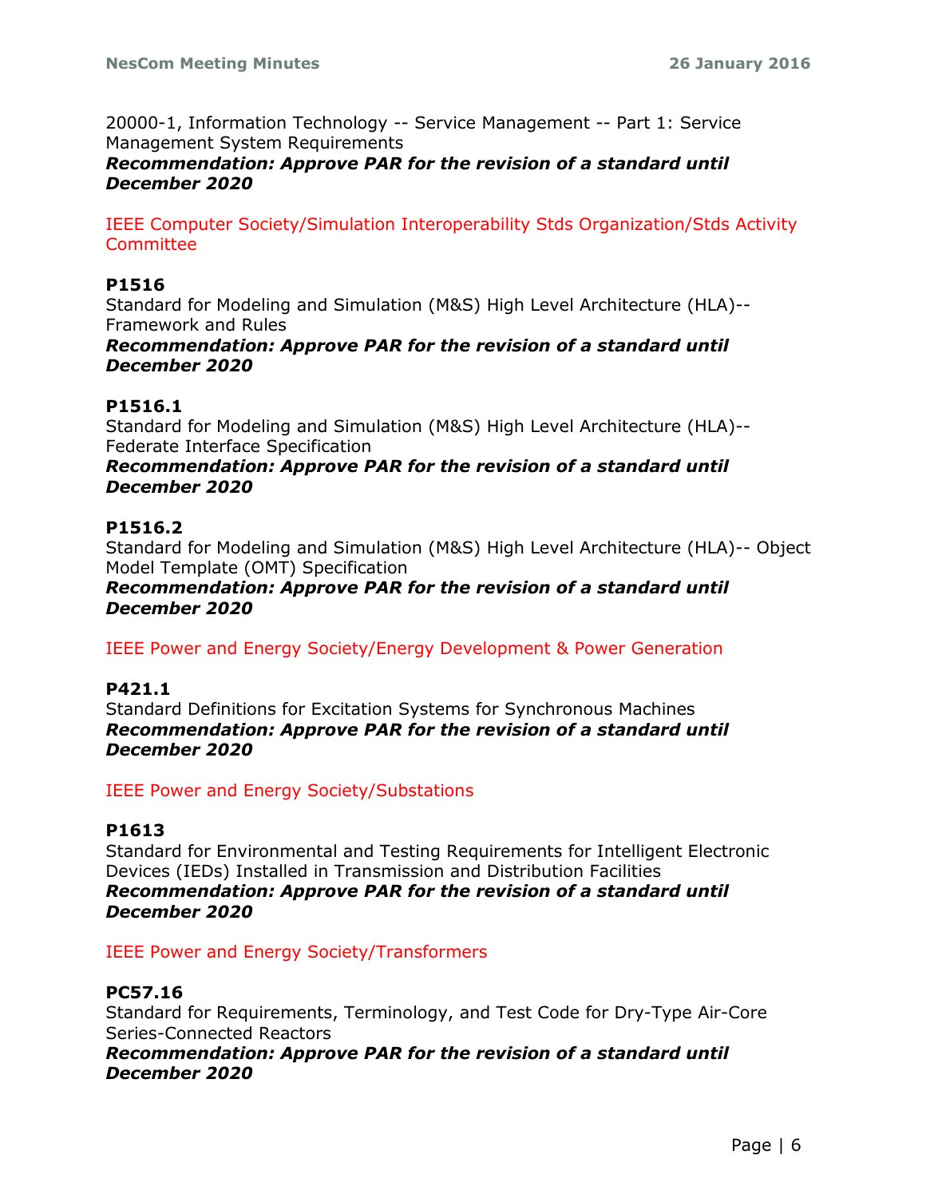20000-1, Information Technology -- Service Management -- Part 1: Service Management System Requirements
***Recommendation: Approve PAR for the revision of a standard until December 2020***

IEEE Computer Society/Simulation Interoperability Stds Organization/Stds Activity Committee

**P1516**
Standard for Modeling and Simulation (M&S) High Level Architecture (HLA)-- Framework and Rules
***Recommendation: Approve PAR for the revision of a standard until December 2020***

**P1516.1**
Standard for Modeling and Simulation (M&S) High Level Architecture (HLA)-- Federate Interface Specification
***Recommendation: Approve PAR for the revision of a standard until December 2020***

**P1516.2**
Standard for Modeling and Simulation (M&S) High Level Architecture (HLA)-- Object Model Template (OMT) Specification
***Recommendation: Approve PAR for the revision of a standard until December 2020***

IEEE Power and Energy Society/Energy Development & Power Generation

**P421.1**
Standard Definitions for Excitation Systems for Synchronous Machines
***Recommendation: Approve PAR for the revision of a standard until December 2020***

IEEE Power and Energy Society/Substations

**P1613**
Standard for Environmental and Testing Requirements for Intelligent Electronic Devices (IEDs) Installed in Transmission and Distribution Facilities
***Recommendation: Approve PAR for the revision of a standard until December 2020***

IEEE Power and Energy Society/Transformers

**PC57.16**
Standard for Requirements, Terminology, and Test Code for Dry-Type Air-Core Series-Connected Reactors
***Recommendation: Approve PAR for the revision of a standard until December 2020***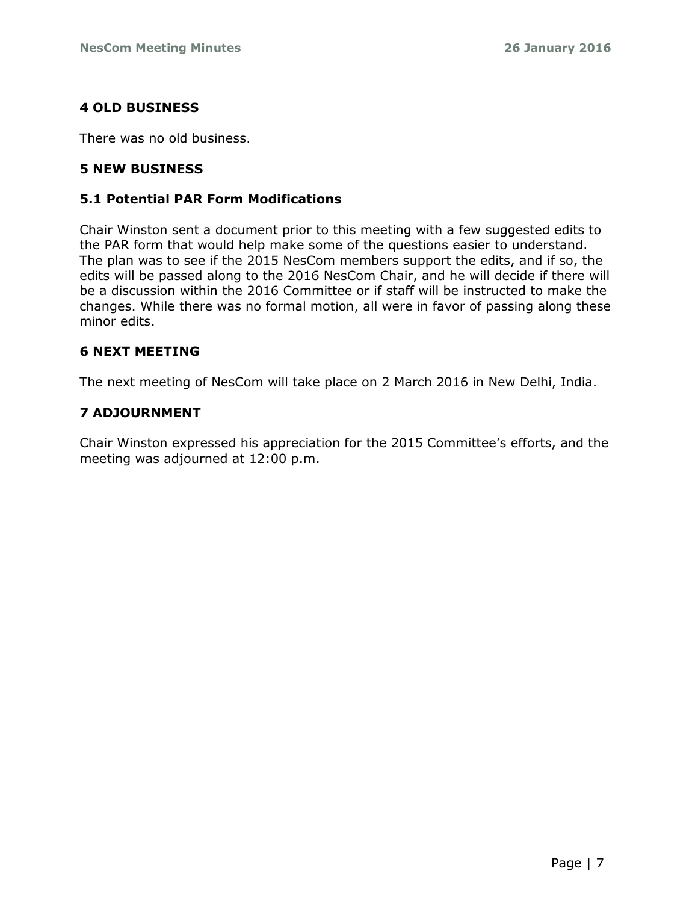## 4 OLD BUSINESS

There was no old business.

## 5 NEW BUSINESS

### 5.1 Potential PAR Form Modifications

Chair Winston sent a document prior to this meeting with a few suggested edits to the PAR form that would help make some of the questions easier to understand. The plan was to see if the 2015 NesCom members support the edits, and if so, the edits will be passed along to the 2016 NesCom Chair, and he will decide if there will be a discussion within the 2016 Committee or if staff will be instructed to make the changes. While there was no formal motion, all were in favor of passing along these minor edits.

## 6 NEXT MEETING

The next meeting of NesCom will take place on 2 March 2016 in New Delhi, India.

## 7 ADJOURNMENT

Chair Winston expressed his appreciation for the 2015 Committee's efforts, and the meeting was adjourned at 12:00 p.m.